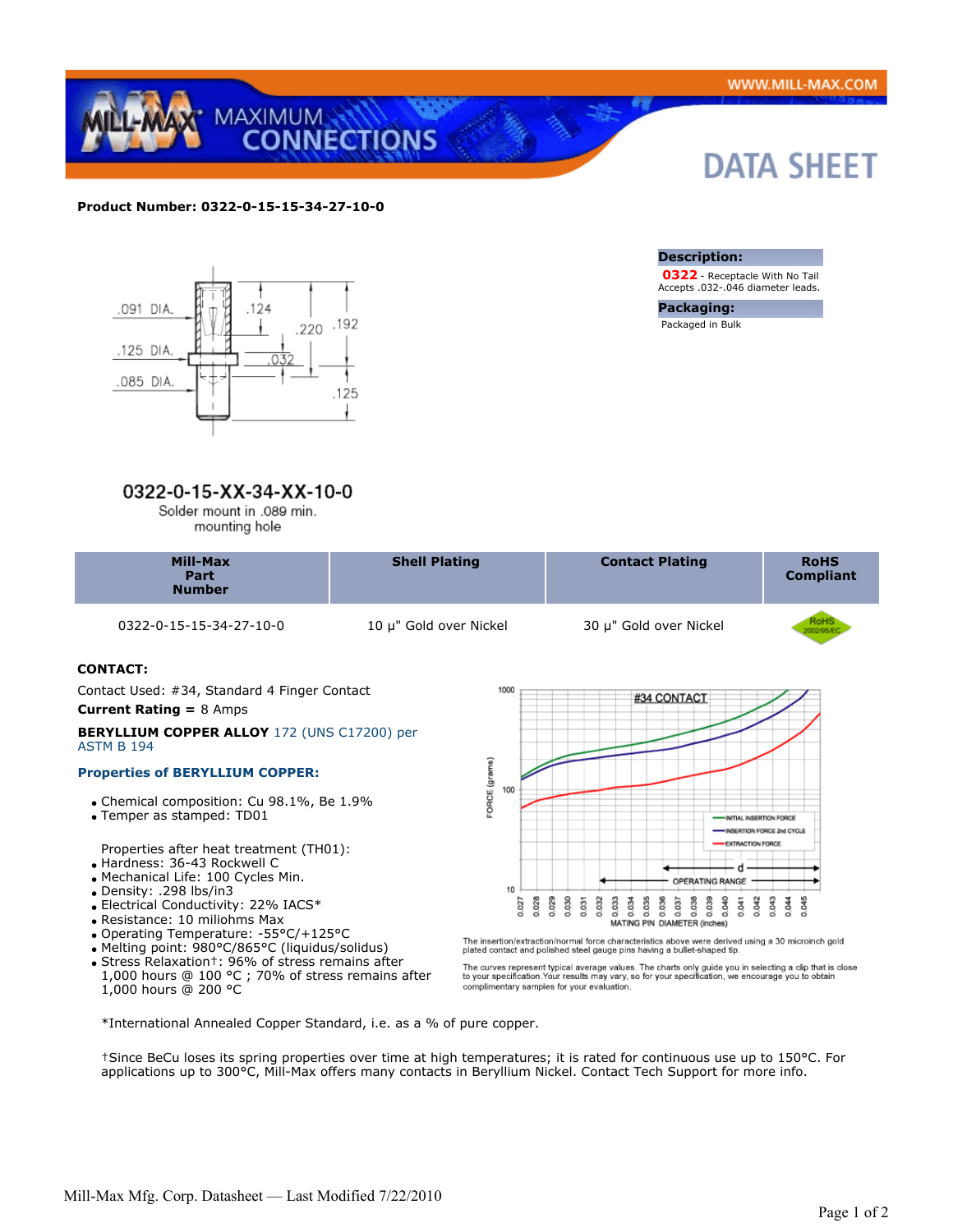**Product Number: 0322-0-15-15-34-27-10-0**

**Description:**

**0322** - Receptacle With No Tail
Accepts .032-.046 diameter leads.

**Packaging:**

Packaged in Bulk

.091 DIA. .124 .220 .192 .125 DIA. .032 .085 DIA. .125

**0322-0-15-XX-34-XX-10-0**

Solder mount in .089 min. mounting hole

| Mill-Max Part Number | Shell Plating | Contact Plating | RoHS Compliant |
|---|---|---|---|
| 0322-0-15-15-34-27-10-0 | 10 µ" Gold over Nickel | 30 µ" Gold over Nickel | RoHS 2002/95/EC |

**CONTACT:**

Contact Used: #34, Standard 4 Finger Contact

**Current Rating =** 8 Amps

**BERYLLIUM COPPER ALLOY** 172 (UNS C17200) per ASTM B 194

**Properties of BERYLLIUM COPPER:**

- Chemical composition: Cu 98.1%, Be 1.9%
- Temper as stamped: TD01

Properties after heat treatment (TH01):

- Hardness: 36-43 Rockwell C
- Mechanical Life: 100 Cycles Min.
- Density: .298 lbs/in3
- Electrical Conductivity: 22% IACS*
- Resistance: 10 miliohms Max
- Operating Temperature: -55°C/+125°C
- Melting point: 980°C/865°C (liquidus/solidus)
- Stress Relaxation†: 96% of stress remains after 1,000 hours @ 100 °C ; 70% of stress remains after 1,000 hours @ 200 °C

#34 CONTACT

FORCE (grams): 10, 100, 1000

MATING PIN DIAMETER (inches): 0.027 – 0.045

INITIAL INSERTION FORCE — INSERTION FORCE 2nd CYCLE — EXTRACTION FORCE

OPERATING RANGE — d

The insertion/extraction/normal force characteristics above were derived using a 30 microinch gold plated contact and polished steel gauge pins having a bullet-shaped tip.

The curves represent typical average values. The charts only guide you in selecting a clip that is close to your specification. Your results may vary, so for your specification, we encourage you to obtain complimentary samples for your evaluation.

*International Annealed Copper Standard, i.e. as a % of pure copper.

†Since BeCu loses its spring properties over time at high temperatures; it is rated for continuous use up to 150°C. For applications up to 300°C, Mill-Max offers many contacts in Beryllium Nickel. Contact Tech Support for more info.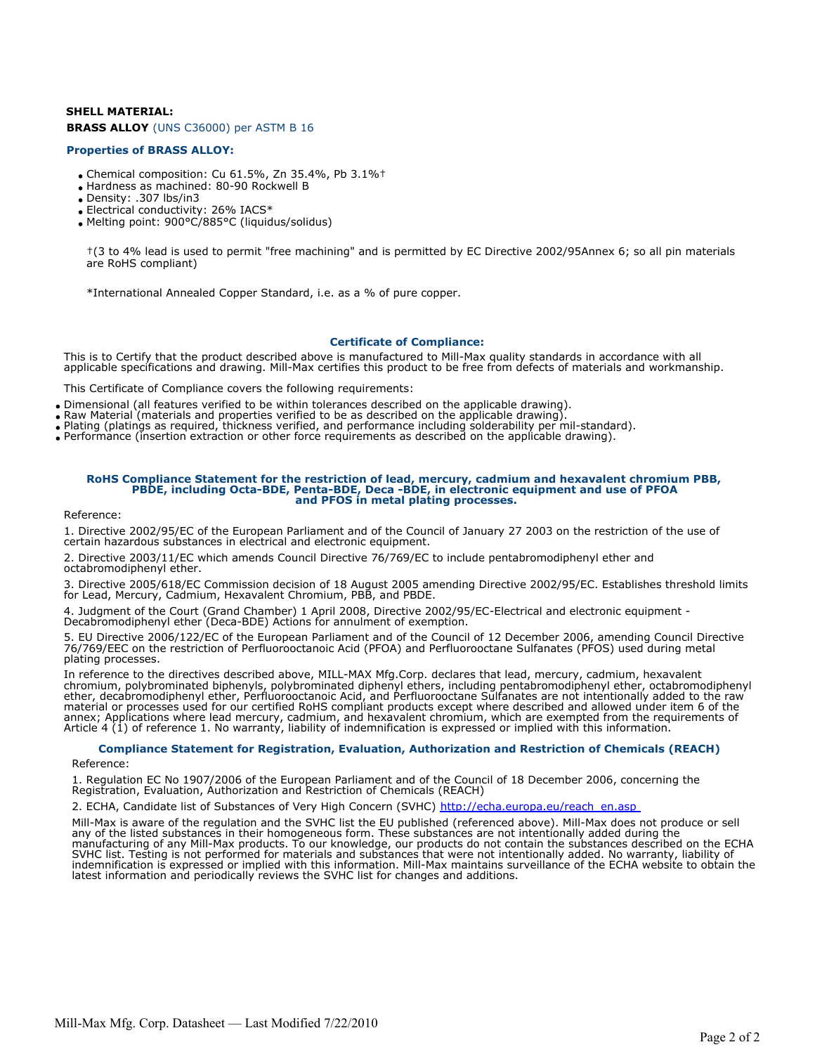**SHELL MATERIAL:**

**BRASS ALLOY** (UNS C36000) per ASTM B 16

### Properties of BRASS ALLOY:

- Chemical composition: Cu 61.5%, Zn 35.4%, Pb 3.1%†
- Hardness as machined: 80-90 Rockwell B
- Density: .307 lbs/in3
- Electrical conductivity: 26% IACS*
- Melting point: 900°C/885°C (liquidus/solidus)

†(3 to 4% lead is used to permit "free machining" and is permitted by EC Directive 2002/95Annex 6; so all pin materials are RoHS compliant)

*International Annealed Copper Standard, i.e. as a % of pure copper.

### Certificate of Compliance:

This is to Certify that the product described above is manufactured to Mill-Max quality standards in accordance with all applicable specifications and drawing. Mill-Max certifies this product to be free from defects of materials and workmanship.

This Certificate of Compliance covers the following requirements:

- Dimensional (all features verified to be within tolerances described on the applicable drawing).
- Raw Material (materials and properties verified to be as described on the applicable drawing).
- Plating (platings as required, thickness verified, and performance including solderability per mil-standard).
- Performance (insertion extraction or other force requirements as described on the applicable drawing).

### RoHS Compliance Statement for the restriction of lead, mercury, cadmium and hexavalent chromium PBB, PBDE, including Octa-BDE, Penta-BDE, Deca -BDE, in electronic equipment and use of PFOA and PFOS in metal plating processes.

Reference:

1. Directive 2002/95/EC of the European Parliament and of the Council of January 27 2003 on the restriction of the use of certain hazardous substances in electrical and electronic equipment.

2. Directive 2003/11/EC which amends Council Directive 76/769/EC to include pentabromodiphenyl ether and octabromodiphenyl ether.

3. Directive 2005/618/EC Commission decision of 18 August 2005 amending Directive 2002/95/EC. Establishes threshold limits for Lead, Mercury, Cadmium, Hexavalent Chromium, PBB, and PBDE.

4. Judgment of the Court (Grand Chamber) 1 April 2008, Directive 2002/95/EC-Electrical and electronic equipment - Decabromodiphenyl ether (Deca-BDE) Actions for annulment of exemption.

5. EU Directive 2006/122/EC of the European Parliament and of the Council of 12 December 2006, amending Council Directive 76/769/EEC on the restriction of Perfluorooctanoic Acid (PFOA) and Perfluorooctane Sulfanates (PFOS) used during metal plating processes.

In reference to the directives described above, MILL-MAX Mfg.Corp. declares that lead, mercury, cadmium, hexavalent chromium, polybrominated biphenyls, polybrominated diphenyl ethers, including pentabromodiphenyl ether, octabromodiphenyl ether, decabromodiphenyl ether, Perfluorooctanoic Acid, and Perfluorooctane Sulfanates are not intentionally added to the raw material or processes used for our certified RoHS compliant products except where described and allowed under item 6 of the annex; Applications where lead mercury, cadmium, and hexavalent chromium, which are exempted from the requirements of Article 4 (1) of reference 1. No warranty, liability of indemnification is expressed or implied with this information.

### Compliance Statement for Registration, Evaluation, Authorization and Restriction of Chemicals (REACH)

Reference:

1. Regulation EC No 1907/2006 of the European Parliament and of the Council of 18 December 2006, concerning the Registration, Evaluation, Authorization and Restriction of Chemicals (REACH)

2. ECHA, Candidate list of Substances of Very High Concern (SVHC) http://echa.europa.eu/reach_en.asp

Mill-Max is aware of the regulation and the SVHC list the EU published (referenced above). Mill-Max does not produce or sell any of the listed substances in their homogeneous form. These substances are not intentionally added during the manufacturing of any Mill-Max products. To our knowledge, our products do not contain the substances described on the ECHA SVHC list. Testing is not performed for materials and substances that were not intentionally added. No warranty, liability of indemnification is expressed or implied with this information. Mill-Max maintains surveillance of the ECHA website to obtain the latest information and periodically reviews the SVHC list for changes and additions.